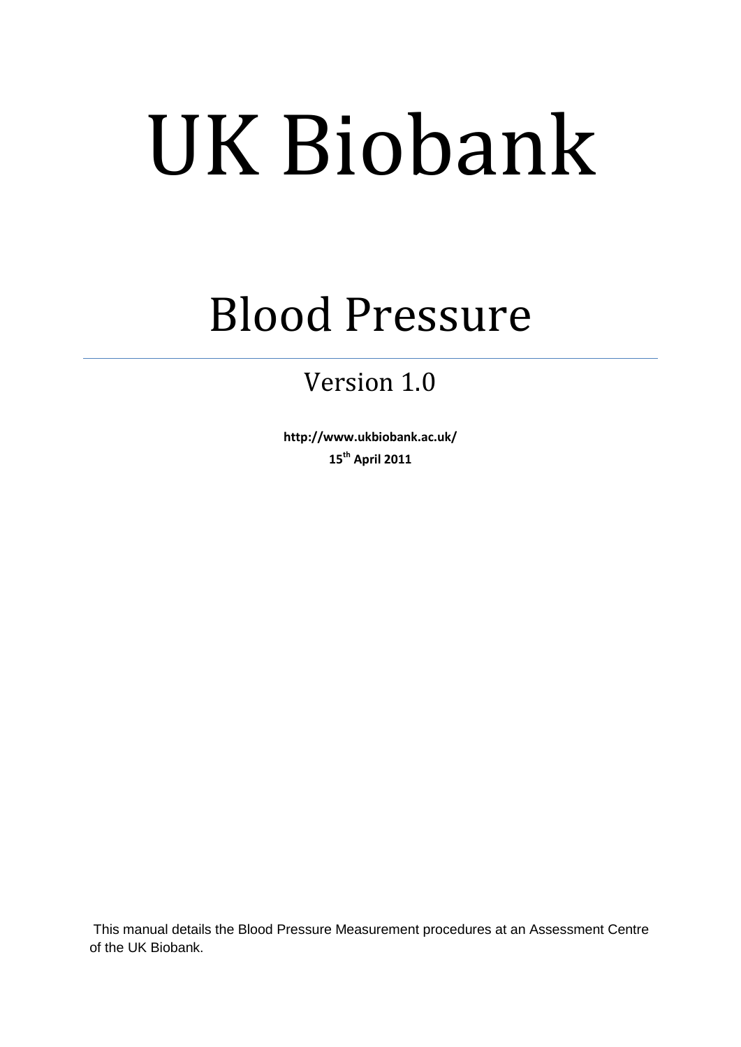# UK Biobank

## Blood Pressure

---

Version 1.0

**http://www.ukbiobank.ac.uk/**

**15th April 2011**

This manual details the Blood Pressure Measurement procedures at an Assessment Centre of the UK Biobank.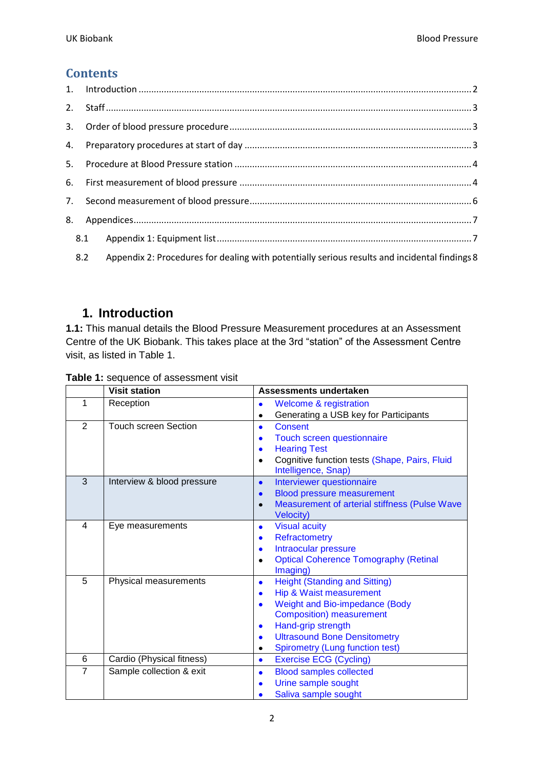## Contents

1. Introduction ........ 2
2. Staff ........ 3
3. Order of blood pressure procedure ........ 3
4. Preparatory procedures at start of day ........ 3
5. Procedure at Blood Pressure station ........ 4
6. First measurement of blood pressure ........ 4
7. Second measurement of blood pressure ........ 6
8. Appendices ........ 7
   - 8.1 Appendix 1: Equipment list ........ 7
   - 8.2 Appendix 2: Procedures for dealing with potentially serious results and incidental findings 8

# 1. Introduction

**1.1:** This manual details the Blood Pressure Measurement procedures at an Assessment Centre of the UK Biobank. This takes place at the 3rd "station" of the Assessment Centre visit, as listed in Table 1.

**Table 1:** sequence of assessment visit

| | Visit station | Assessments undertaken |
|---|---|---|
| 1 | Reception | • Welcome & registration<br>• Generating a USB key for Participants |
| 2 | Touch screen Section | • Consent<br>• Touch screen questionnaire<br>• Hearing Test<br>• Cognitive function tests (Shape, Pairs, Fluid Intelligence, Snap) |
| 3 | Interview & blood pressure | • Interviewer questionnaire<br>• Blood pressure measurement<br>• Measurement of arterial stiffness (Pulse Wave Velocity) |
| 4 | Eye measurements | • Visual acuity<br>• Refractometry<br>• Intraocular pressure<br>• Optical Coherence Tomography (Retinal Imaging) |
| 5 | Physical measurements | • Height (Standing and Sitting)<br>• Hip & Waist measurement<br>• Weight and Bio-impedance (Body Composition) measurement<br>• Hand-grip strength<br>• Ultrasound Bone Densitometry<br>• Spirometry (Lung function test) |
| 6 | Cardio (Physical fitness) | • Exercise ECG (Cycling) |
| 7 | Sample collection & exit | • Blood samples collected<br>• Urine sample sought<br>• Saliva sample sought |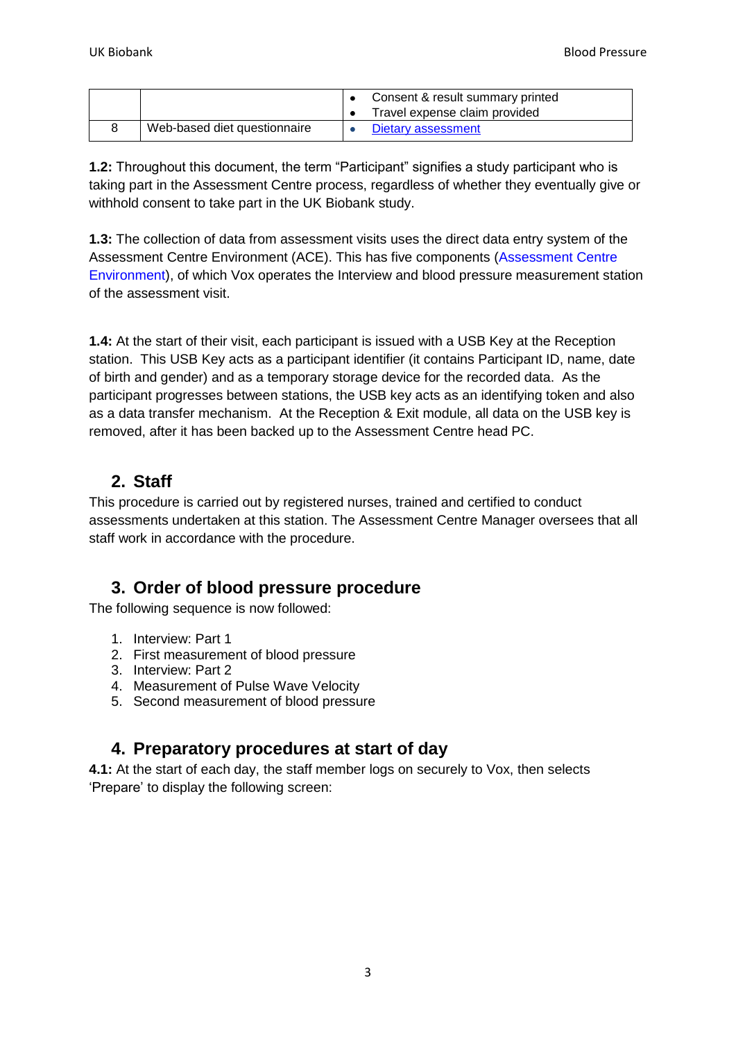|   |   |   |
|---|---|---|
|   |   | • Consent & result summary printed<br>• Travel expense claim provided |
| 8 | Web-based diet questionnaire | • Dietary assessment |

**1.2:** Throughout this document, the term "Participant" signifies a study participant who is taking part in the Assessment Centre process, regardless of whether they eventually give or withhold consent to take part in the UK Biobank study.

**1.3:** The collection of data from assessment visits uses the direct data entry system of the Assessment Centre Environment (ACE). This has five components (Assessment Centre Environment), of which Vox operates the Interview and blood pressure measurement station of the assessment visit.

**1.4:** At the start of their visit, each participant is issued with a USB Key at the Reception station. This USB Key acts as a participant identifier (it contains Participant ID, name, date of birth and gender) and as a temporary storage device for the recorded data. As the participant progresses between stations, the USB key acts as an identifying token and also as a data transfer mechanism. At the Reception & Exit module, all data on the USB key is removed, after it has been backed up to the Assessment Centre head PC.

## 2. Staff

This procedure is carried out by registered nurses, trained and certified to conduct assessments undertaken at this station. The Assessment Centre Manager oversees that all staff work in accordance with the procedure.

## 3. Order of blood pressure procedure

The following sequence is now followed:

1. Interview: Part 1
2. First measurement of blood pressure
3. Interview: Part 2
4. Measurement of Pulse Wave Velocity
5. Second measurement of blood pressure

## 4. Preparatory procedures at start of day

**4.1:** At the start of each day, the staff member logs on securely to Vox, then selects 'Prepare' to display the following screen: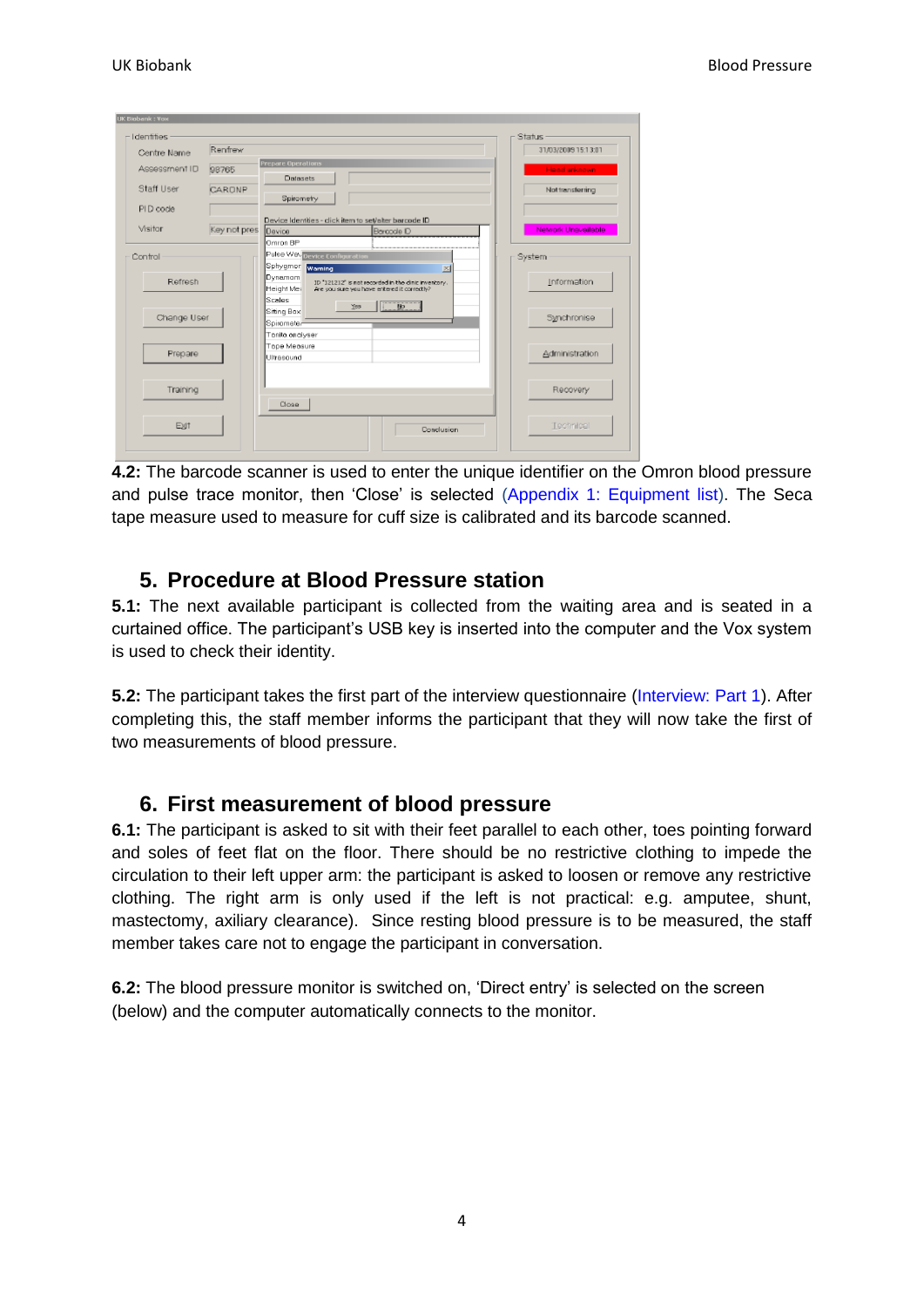**4.2:** The barcode scanner is used to enter the unique identifier on the Omron blood pressure and pulse trace monitor, then 'Close' is selected (Appendix 1: Equipment list). The Seca tape measure used to measure for cuff size is calibrated and its barcode scanned.

## 5. Procedure at Blood Pressure station

**5.1:** The next available participant is collected from the waiting area and is seated in a curtained office. The participant's USB key is inserted into the computer and the Vox system is used to check their identity.

**5.2:** The participant takes the first part of the interview questionnaire (Interview: Part 1). After completing this, the staff member informs the participant that they will now take the first of two measurements of blood pressure.

## 6. First measurement of blood pressure

**6.1:** The participant is asked to sit with their feet parallel to each other, toes pointing forward and soles of feet flat on the floor. There should be no restrictive clothing to impede the circulation to their left upper arm: the participant is asked to loosen or remove any restrictive clothing. The right arm is only used if the left is not practical: e.g. amputee, shunt, mastectomy, axiliary clearance). Since resting blood pressure is to be measured, the staff member takes care not to engage the participant in conversation.

**6.2:** The blood pressure monitor is switched on, 'Direct entry' is selected on the screen (below) and the computer automatically connects to the monitor.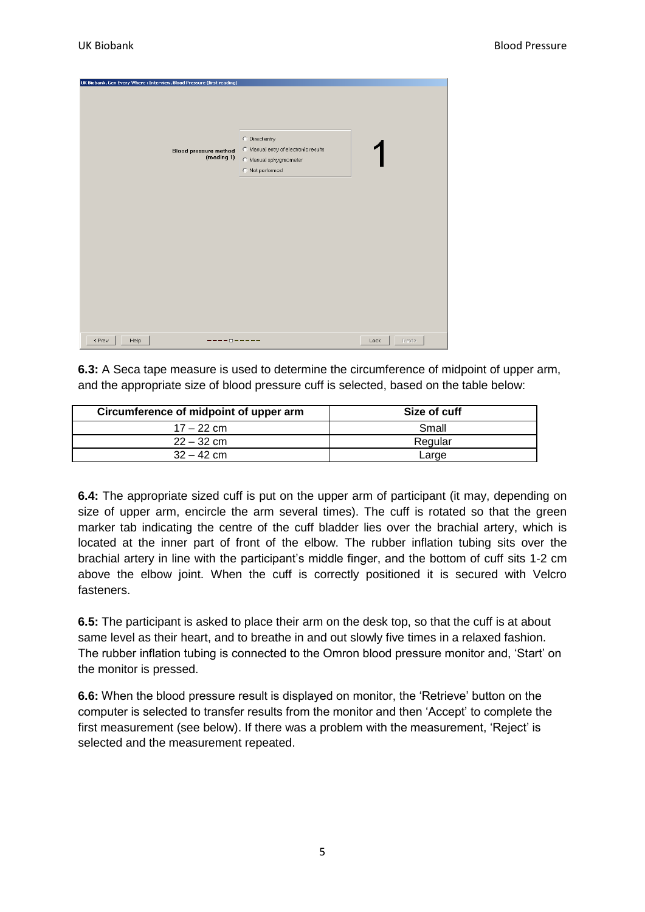**6.3:** A Seca tape measure is used to determine the circumference of midpoint of upper arm, and the appropriate size of blood pressure cuff is selected, based on the table below:

| Circumference of midpoint of upper arm | Size of cuff |
|---|---|
| 17 – 22 cm | Small |
| 22 – 32 cm | Regular |
| 32 – 42 cm | Large |

**6.4:** The appropriate sized cuff is put on the upper arm of participant (it may, depending on size of upper arm, encircle the arm several times). The cuff is rotated so that the green marker tab indicating the centre of the cuff bladder lies over the brachial artery, which is located at the inner part of front of the elbow. The rubber inflation tubing sits over the brachial artery in line with the participant's middle finger, and the bottom of cuff sits 1-2 cm above the elbow joint. When the cuff is correctly positioned it is secured with Velcro fasteners.

**6.5:** The participant is asked to place their arm on the desk top, so that the cuff is at about same level as their heart, and to breathe in and out slowly five times in a relaxed fashion. The rubber inflation tubing is connected to the Omron blood pressure monitor and, 'Start' on the monitor is pressed.

**6.6:** When the blood pressure result is displayed on monitor, the 'Retrieve' button on the computer is selected to transfer results from the monitor and then 'Accept' to complete the first measurement (see below). If there was a problem with the measurement, 'Reject' is selected and the measurement repeated.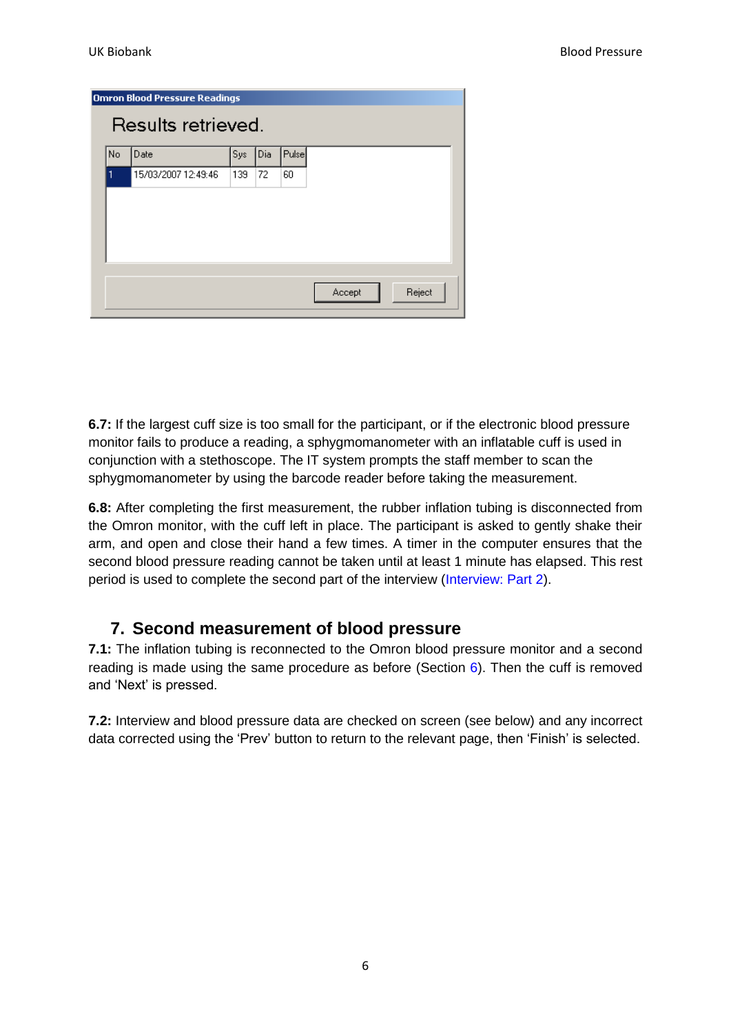**Omron Blood Pressure Readings**

Results retrieved.

| No | Date | Sys | Dia | Pulse |
|---|---|---|---|---|
| 1 | 15/03/2007 12:49:46 | 139 | 72 | 60 |

Accept Reject

**6.7:** If the largest cuff size is too small for the participant, or if the electronic blood pressure monitor fails to produce a reading, a sphygmomanometer with an inflatable cuff is used in conjunction with a stethoscope. The IT system prompts the staff member to scan the sphygmomanometer by using the barcode reader before taking the measurement.

**6.8:** After completing the first measurement, the rubber inflation tubing is disconnected from the Omron monitor, with the cuff left in place. The participant is asked to gently shake their arm, and open and close their hand a few times. A timer in the computer ensures that the second blood pressure reading cannot be taken until at least 1 minute has elapsed. This rest period is used to complete the second part of the interview (Interview: Part 2).

## 7. Second measurement of blood pressure

**7.1:** The inflation tubing is reconnected to the Omron blood pressure monitor and a second reading is made using the same procedure as before (Section 6). Then the cuff is removed and 'Next' is pressed.

**7.2:** Interview and blood pressure data are checked on screen (see below) and any incorrect data corrected using the 'Prev' button to return to the relevant page, then 'Finish' is selected.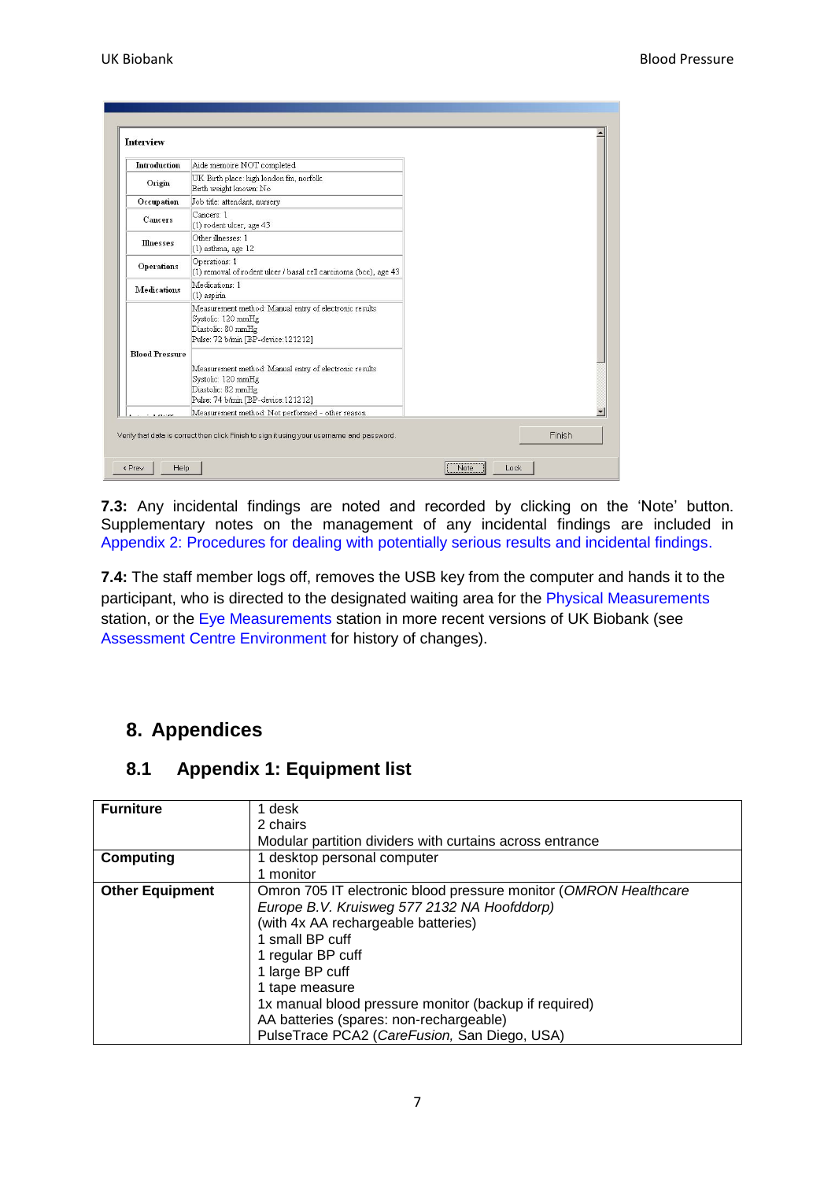**Interview**

| | |
|---|---|
| Introduction | Aide memoire NOT completed |
| Origin | UK Birth place: high london fm, norfolk<br>Birth weight known: No |
| Occupation | Job title: attendant, nursery |
| Cancers | Cancers: 1<br>(1) rodent ulcer, age 43 |
| Illnesses | Other illnesses: 1<br>(1) asthma, age 12 |
| Operations | Operations: 1<br>(1) removal of rodent ulcer / basal cell carcinoma (bcc), age 43 |
| Medications | Medications: 1<br>(1) aspirin |
| Blood Pressure | Measurement method: Manual entry of electronic results<br>Systolic: 120 mmHg<br>Diastolic: 80 mmHg<br>Pulse: 72 b/min [BP-device:121212]<br><br>Measurement method: Manual entry of electronic results<br>Systolic: 120 mmHg<br>Diastolic: 82 mmHg<br>Pulse: 74 b/min [BP-device:121212] |
| | Measurement method: Not performed - other reason |

Verify that data is correct then click Finish to sign it using your username and password. Finish

< Prev Help Note Lock

**7.3:** Any incidental findings are noted and recorded by clicking on the 'Note' button. Supplementary notes on the management of any incidental findings are included in Appendix 2: Procedures for dealing with potentially serious results and incidental findings.

**7.4:** The staff member logs off, removes the USB key from the computer and hands it to the participant, who is directed to the designated waiting area for the Physical Measurements station, or the Eye Measurements station in more recent versions of UK Biobank (see Assessment Centre Environment for history of changes).

# 8. Appendices

## 8.1 Appendix 1: Equipment list

| | |
|---|---|
| **Furniture** | 1 desk<br>2 chairs<br>Modular partition dividers with curtains across entrance |
| **Computing** | 1 desktop personal computer<br>1 monitor |
| **Other Equipment** | Omron 705 IT electronic blood pressure monitor (*OMRON Healthcare Europe B.V. Kruisweg 577 2132 NA Hoofddorp)*<br>(with 4x AA rechargeable batteries)<br>1 small BP cuff<br>1 regular BP cuff<br>1 large BP cuff<br>1 tape measure<br>1x manual blood pressure monitor (backup if required)<br>AA batteries (spares: non-rechargeable)<br>PulseTrace PCA2 (*CareFusion,* San Diego, USA) |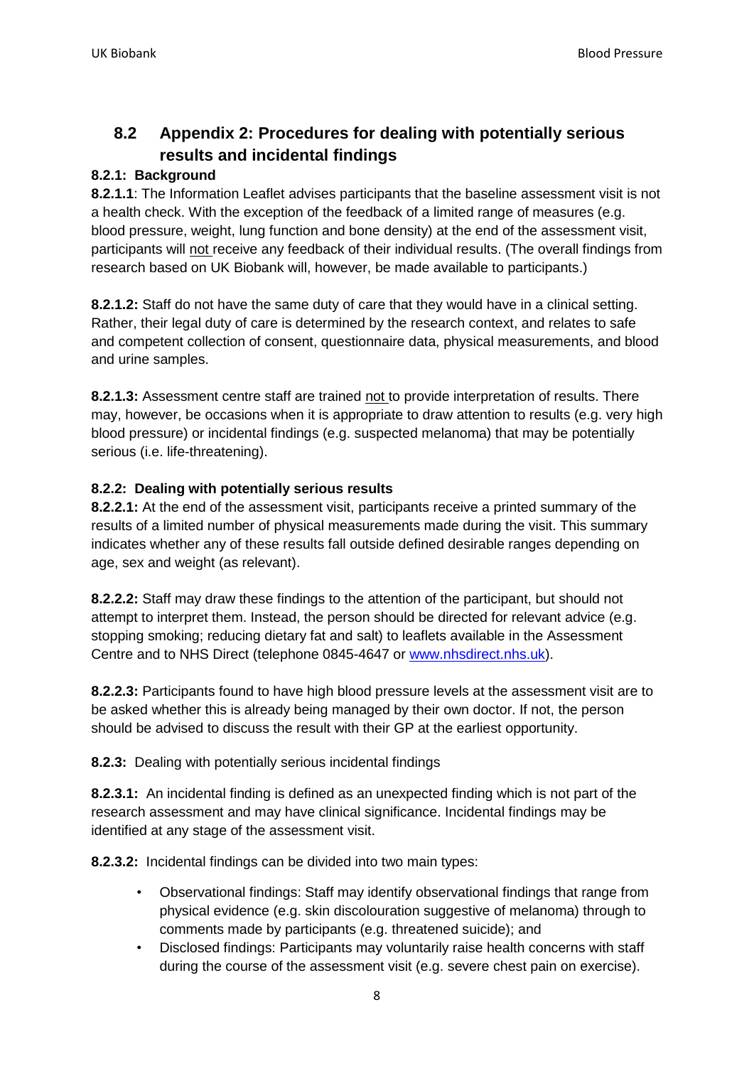## 8.2 Appendix 2: Procedures for dealing with potentially serious results and incidental findings

### 8.2.1: Background

**8.2.1.1**: The Information Leaflet advises participants that the baseline assessment visit is not a health check. With the exception of the feedback of a limited range of measures (e.g. blood pressure, weight, lung function and bone density) at the end of the assessment visit, participants will <u>not</u> receive any feedback of their individual results. (The overall findings from research based on UK Biobank will, however, be made available to participants.)

**8.2.1.2:** Staff do not have the same duty of care that they would have in a clinical setting. Rather, their legal duty of care is determined by the research context, and relates to safe and competent collection of consent, questionnaire data, physical measurements, and blood and urine samples.

**8.2.1.3:** Assessment centre staff are trained <u>not</u> to provide interpretation of results. There may, however, be occasions when it is appropriate to draw attention to results (e.g. very high blood pressure) or incidental findings (e.g. suspected melanoma) that may be potentially serious (i.e. life-threatening).

### 8.2.2: Dealing with potentially serious results

**8.2.2.1:** At the end of the assessment visit, participants receive a printed summary of the results of a limited number of physical measurements made during the visit. This summary indicates whether any of these results fall outside defined desirable ranges depending on age, sex and weight (as relevant).

**8.2.2.2:** Staff may draw these findings to the attention of the participant, but should not attempt to interpret them. Instead, the person should be directed for relevant advice (e.g. stopping smoking; reducing dietary fat and salt) to leaflets available in the Assessment Centre and to NHS Direct (telephone 0845-4647 or [www.nhsdirect.nhs.uk](www.nhsdirect.nhs.uk)).

**8.2.2.3:** Participants found to have high blood pressure levels at the assessment visit are to be asked whether this is already being managed by their own doctor. If not, the person should be advised to discuss the result with their GP at the earliest opportunity.

**8.2.3:** Dealing with potentially serious incidental findings

**8.2.3.1:** An incidental finding is defined as an unexpected finding which is not part of the research assessment and may have clinical significance. Incidental findings may be identified at any stage of the assessment visit.

**8.2.3.2:** Incidental findings can be divided into two main types:

- Observational findings: Staff may identify observational findings that range from physical evidence (e.g. skin discolouration suggestive of melanoma) through to comments made by participants (e.g. threatened suicide); and
- Disclosed findings: Participants may voluntarily raise health concerns with staff during the course of the assessment visit (e.g. severe chest pain on exercise).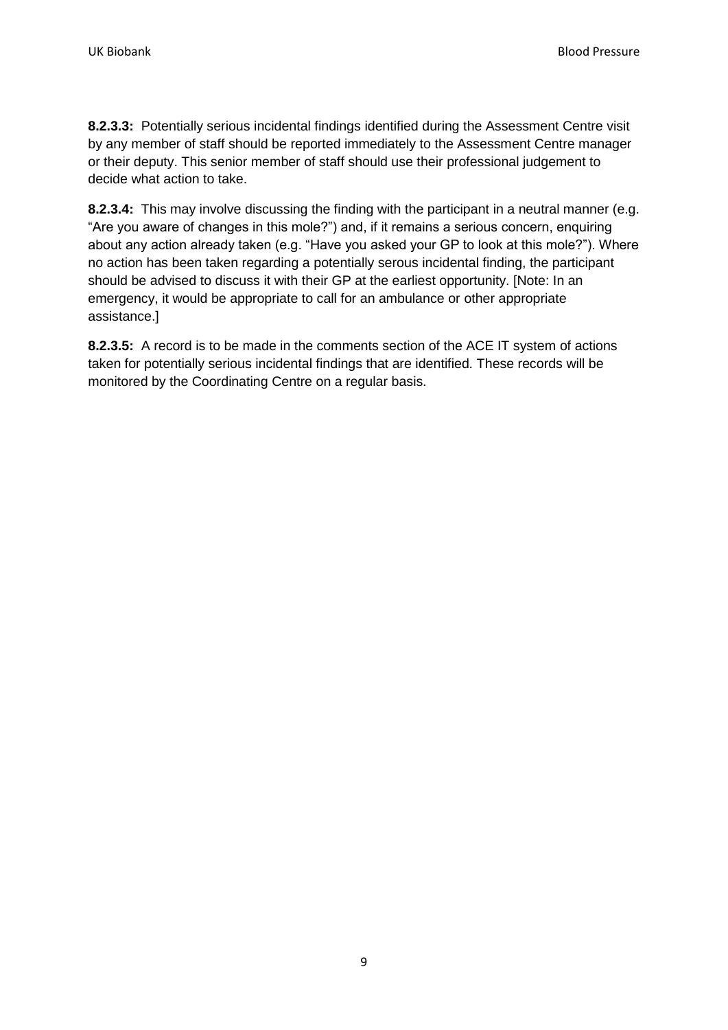**8.2.3.3:** Potentially serious incidental findings identified during the Assessment Centre visit by any member of staff should be reported immediately to the Assessment Centre manager or their deputy. This senior member of staff should use their professional judgement to decide what action to take.

**8.2.3.4:** This may involve discussing the finding with the participant in a neutral manner (e.g. "Are you aware of changes in this mole?") and, if it remains a serious concern, enquiring about any action already taken (e.g. "Have you asked your GP to look at this mole?"). Where no action has been taken regarding a potentially serous incidental finding, the participant should be advised to discuss it with their GP at the earliest opportunity. [Note: In an emergency, it would be appropriate to call for an ambulance or other appropriate assistance.]

**8.2.3.5:** A record is to be made in the comments section of the ACE IT system of actions taken for potentially serious incidental findings that are identified. These records will be monitored by the Coordinating Centre on a regular basis.